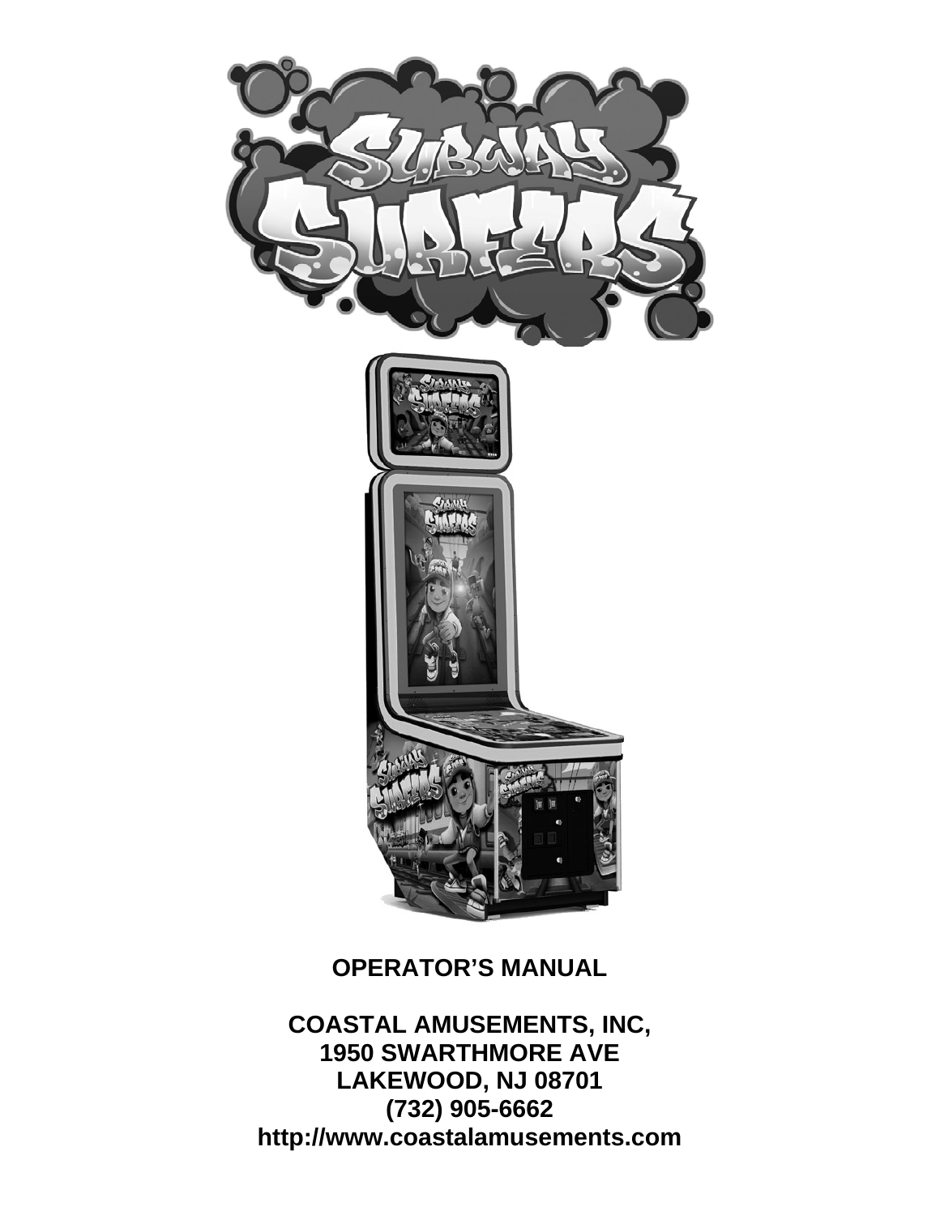# OPERATOR'S MANUAL

**COASTAL AMUSEMENTS, INC,**
**1950 SWARTHMORE AVE**
**LAKEWOOD, NJ 08701**
**(732) 905-6662**
**http://www.coastalamusements.com**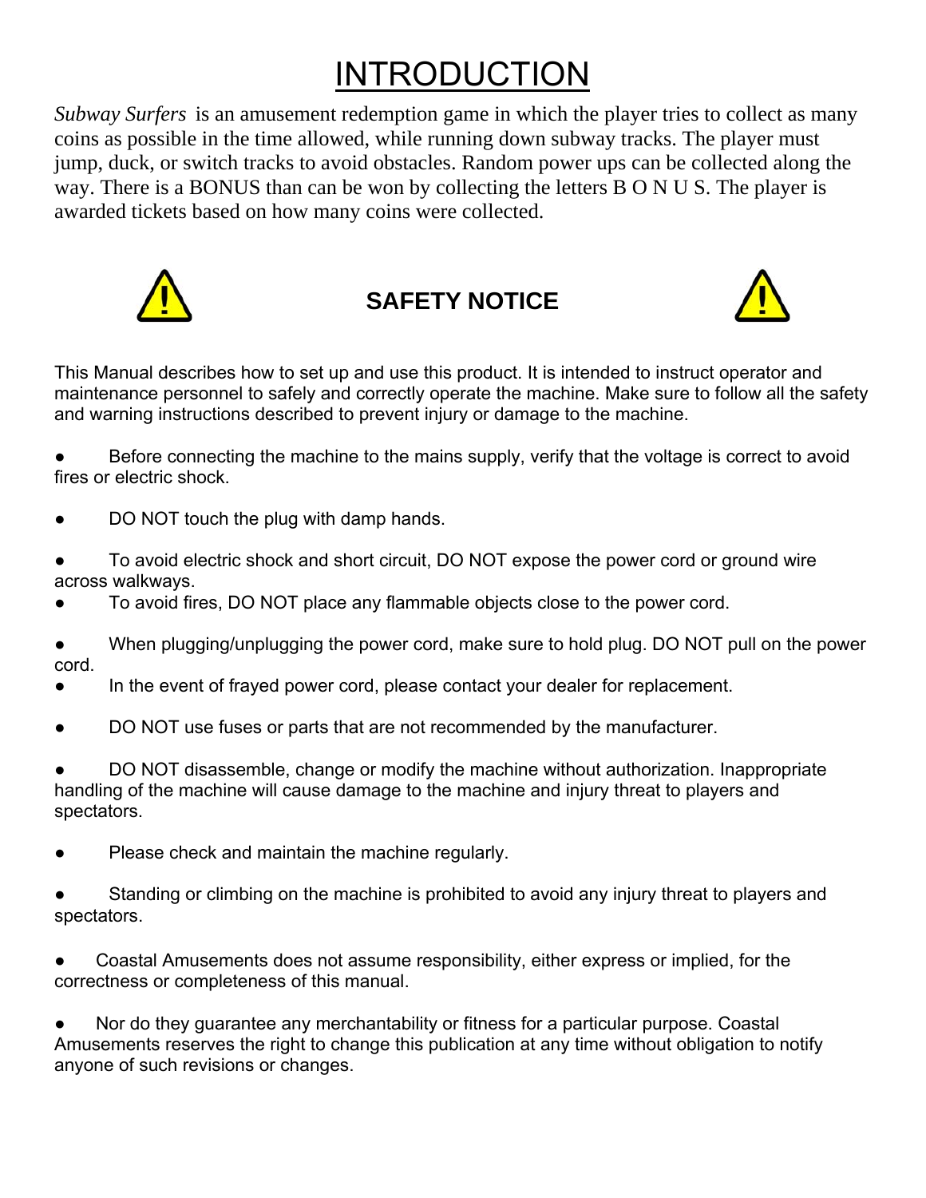# INTRODUCTION

*Subway Surfers* is an amusement redemption game in which the player tries to collect as many coins as possible in the time allowed, while running down subway tracks. The player must jump, duck, or switch tracks to avoid obstacles. Random power ups can be collected along the way. There is a BONUS than can be won by collecting the letters B O N U S. The player is awarded tickets based on how many coins were collected.

## SAFETY NOTICE

This Manual describes how to set up and use this product. It is intended to instruct operator and maintenance personnel to safely and correctly operate the machine. Make sure to follow all the safety and warning instructions described to prevent injury or damage to the machine.

- Before connecting the machine to the mains supply, verify that the voltage is correct to avoid fires or electric shock.
- DO NOT touch the plug with damp hands.
- To avoid electric shock and short circuit, DO NOT expose the power cord or ground wire across walkways.
- To avoid fires, DO NOT place any flammable objects close to the power cord.
- When plugging/unplugging the power cord, make sure to hold plug. DO NOT pull on the power cord.
- In the event of frayed power cord, please contact your dealer for replacement.
- DO NOT use fuses or parts that are not recommended by the manufacturer.
- DO NOT disassemble, change or modify the machine without authorization. Inappropriate handling of the machine will cause damage to the machine and injury threat to players and spectators.
- Please check and maintain the machine regularly.
- Standing or climbing on the machine is prohibited to avoid any injury threat to players and spectators.
- Coastal Amusements does not assume responsibility, either express or implied, for the correctness or completeness of this manual.
- Nor do they guarantee any merchantability or fitness for a particular purpose. Coastal Amusements reserves the right to change this publication at any time without obligation to notify anyone of such revisions or changes.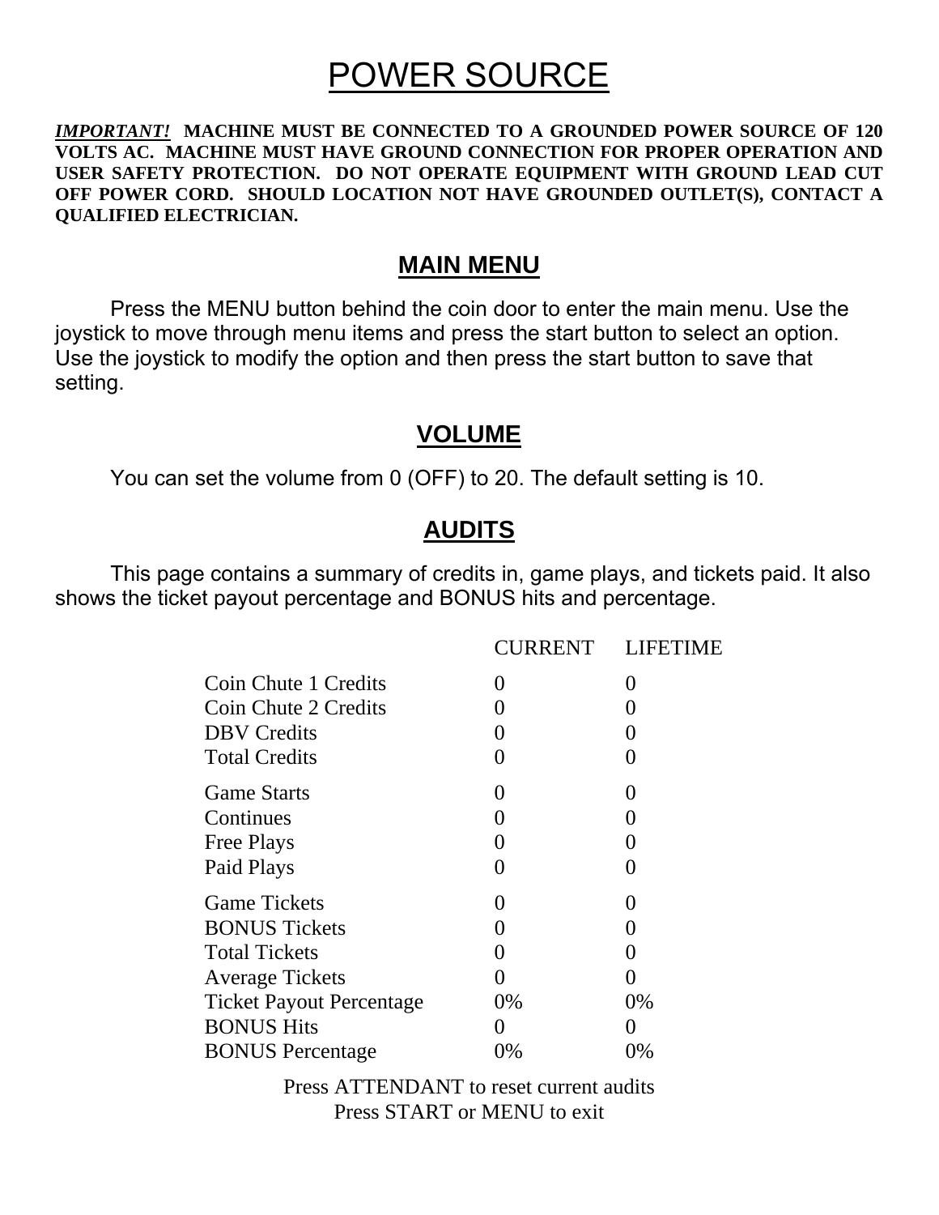# POWER SOURCE

***IMPORTANT!*** **MACHINE MUST BE CONNECTED TO A GROUNDED POWER SOURCE OF 120 VOLTS AC. MACHINE MUST HAVE GROUND CONNECTION FOR PROPER OPERATION AND USER SAFETY PROTECTION. DO NOT OPERATE EQUIPMENT WITH GROUND LEAD CUT OFF POWER CORD. SHOULD LOCATION NOT HAVE GROUNDED OUTLET(S), CONTACT A QUALIFIED ELECTRICIAN.**

## MAIN MENU

Press the MENU button behind the coin door to enter the main menu. Use the joystick to move through menu items and press the start button to select an option. Use the joystick to modify the option and then press the start button to save that setting.

## VOLUME

You can set the volume from 0 (OFF) to 20. The default setting is 10.

## AUDITS

This page contains a summary of credits in, game plays, and tickets paid. It also shows the ticket payout percentage and BONUS hits and percentage.

| | CURRENT | LIFETIME |
|---|---|---|
| Coin Chute 1 Credits | 0 | 0 |
| Coin Chute 2 Credits | 0 | 0 |
| DBV Credits | 0 | 0 |
| Total Credits | 0 | 0 |
| Game Starts | 0 | 0 |
| Continues | 0 | 0 |
| Free Plays | 0 | 0 |
| Paid Plays | 0 | 0 |
| Game Tickets | 0 | 0 |
| BONUS Tickets | 0 | 0 |
| Total Tickets | 0 | 0 |
| Average Tickets | 0 | 0 |
| Ticket Payout Percentage | 0% | 0% |
| BONUS Hits | 0 | 0 |
| BONUS Percentage | 0% | 0% |

Press ATTENDANT to reset current audits
Press START or MENU to exit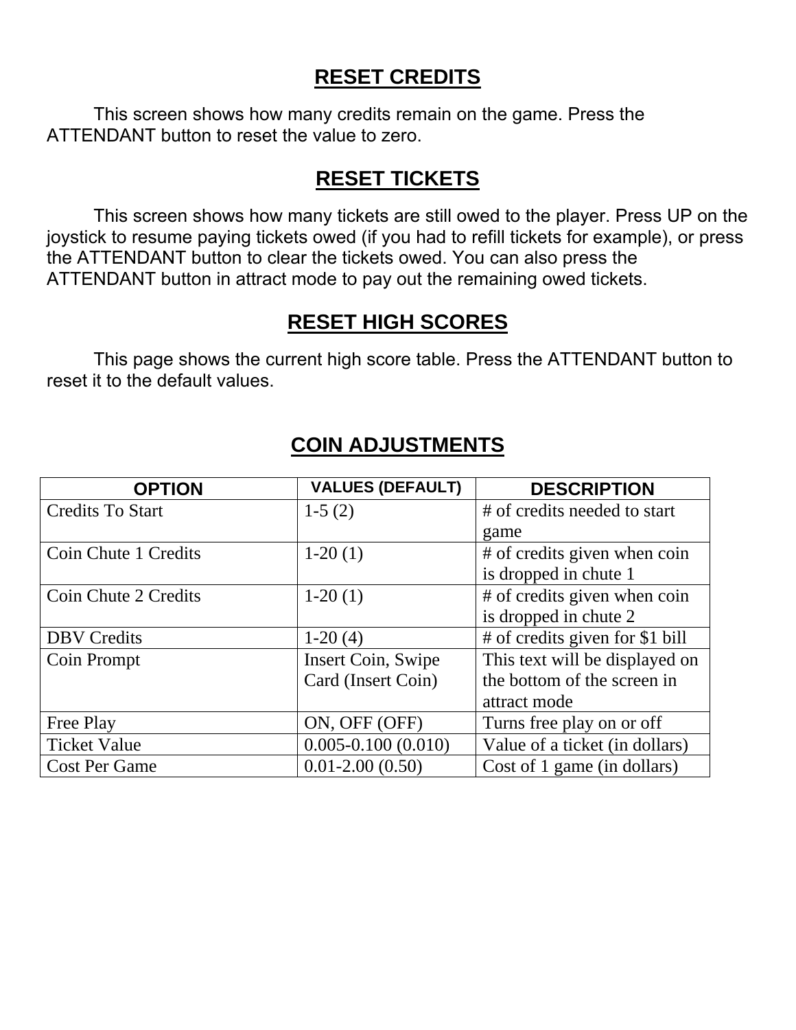## RESET CREDITS

This screen shows how many credits remain on the game. Press the ATTENDANT button to reset the value to zero.

## RESET TICKETS

This screen shows how many tickets are still owed to the player. Press UP on the joystick to resume paying tickets owed (if you had to refill tickets for example), or press the ATTENDANT button to clear the tickets owed. You can also press the ATTENDANT button in attract mode to pay out the remaining owed tickets.

## RESET HIGH SCORES

This page shows the current high score table. Press the ATTENDANT button to reset it to the default values.

## COIN ADJUSTMENTS

| OPTION | VALUES (DEFAULT) | DESCRIPTION |
|---|---|---|
| Credits To Start | 1-5 (2) | # of credits needed to start game |
| Coin Chute 1 Credits | 1-20 (1) | # of credits given when coin is dropped in chute 1 |
| Coin Chute 2 Credits | 1-20 (1) | # of credits given when coin is dropped in chute 2 |
| DBV Credits | 1-20 (4) | # of credits given for $1 bill |
| Coin Prompt | Insert Coin, Swipe Card (Insert Coin) | This text will be displayed on the bottom of the screen in attract mode |
| Free Play | ON, OFF (OFF) | Turns free play on or off |
| Ticket Value | 0.005-0.100 (0.010) | Value of a ticket (in dollars) |
| Cost Per Game | 0.01-2.00 (0.50) | Cost of 1 game (in dollars) |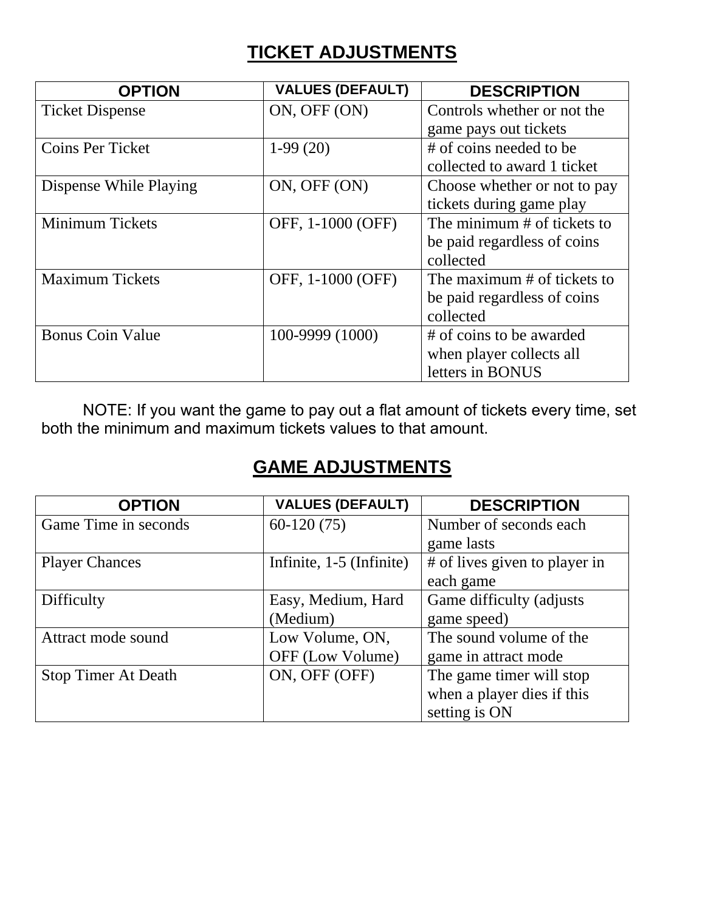# TICKET ADJUSTMENTS

| OPTION | VALUES (DEFAULT) | DESCRIPTION |
|---|---|---|
| Ticket Dispense | ON, OFF (ON) | Controls whether or not the game pays out tickets |
| Coins Per Ticket | 1-99 (20) | # of coins needed to be collected to award 1 ticket |
| Dispense While Playing | ON, OFF (ON) | Choose whether or not to pay tickets during game play |
| Minimum Tickets | OFF, 1-1000 (OFF) | The minimum # of tickets to be paid regardless of coins collected |
| Maximum Tickets | OFF, 1-1000 (OFF) | The maximum # of tickets to be paid regardless of coins collected |
| Bonus Coin Value | 100-9999 (1000) | # of coins to be awarded when player collects all letters in BONUS |

NOTE: If you want the game to pay out a flat amount of tickets every time, set both the minimum and maximum tickets values to that amount.

# GAME ADJUSTMENTS

| OPTION | VALUES (DEFAULT) | DESCRIPTION |
|---|---|---|
| Game Time in seconds | 60-120 (75) | Number of seconds each game lasts |
| Player Chances | Infinite, 1-5 (Infinite) | # of lives given to player in each game |
| Difficulty | Easy, Medium, Hard (Medium) | Game difficulty (adjusts game speed) |
| Attract mode sound | Low Volume, ON, OFF (Low Volume) | The sound volume of the game in attract mode |
| Stop Timer At Death | ON, OFF (OFF) | The game timer will stop when a player dies if this setting is ON |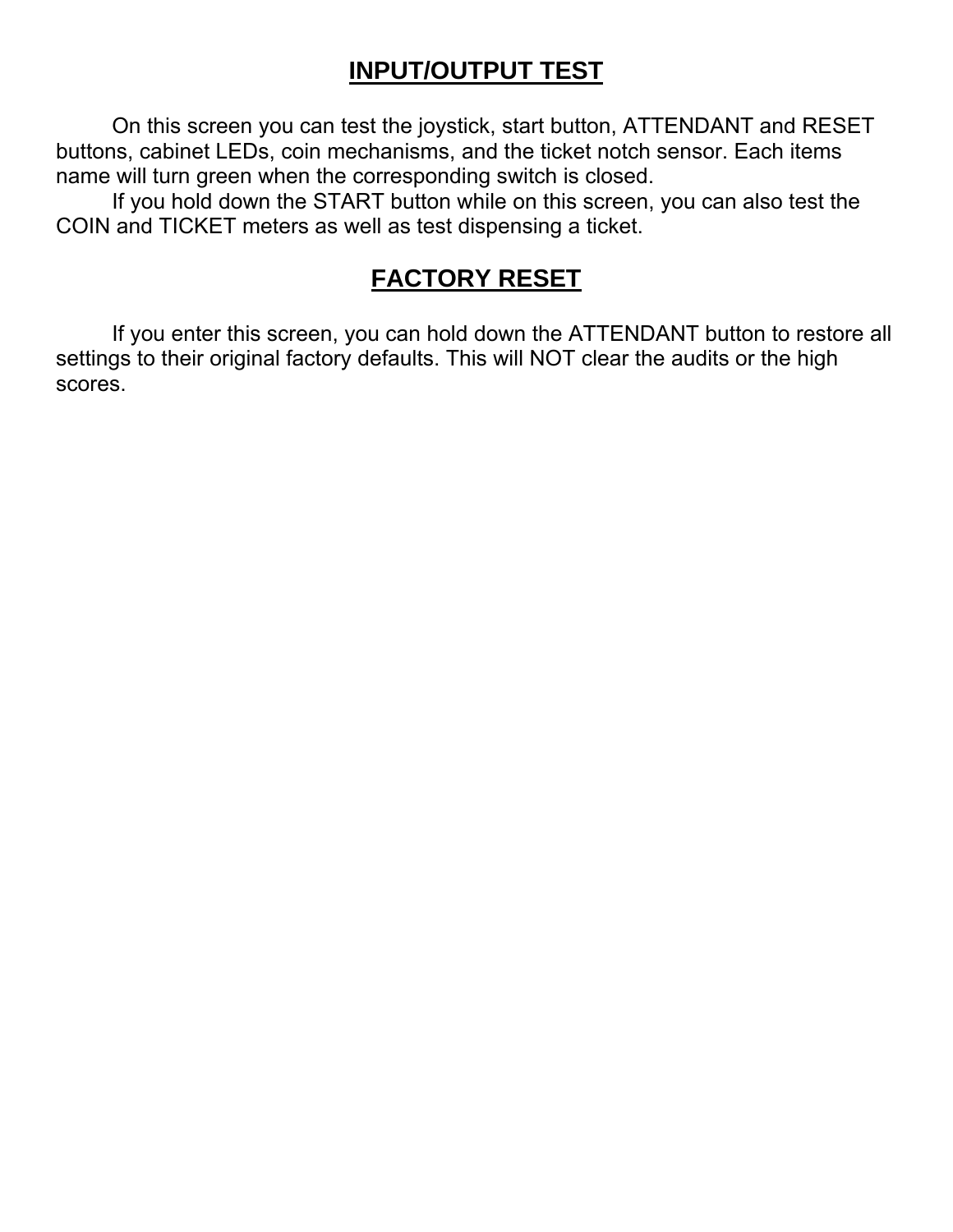## INPUT/OUTPUT TEST

On this screen you can test the joystick, start button, ATTENDANT and RESET buttons, cabinet LEDs, coin mechanisms, and the ticket notch sensor. Each items name will turn green when the corresponding switch is closed.

If you hold down the START button while on this screen, you can also test the COIN and TICKET meters as well as test dispensing a ticket.

## FACTORY RESET

If you enter this screen, you can hold down the ATTENDANT button to restore all settings to their original factory defaults. This will NOT clear the audits or the high scores.